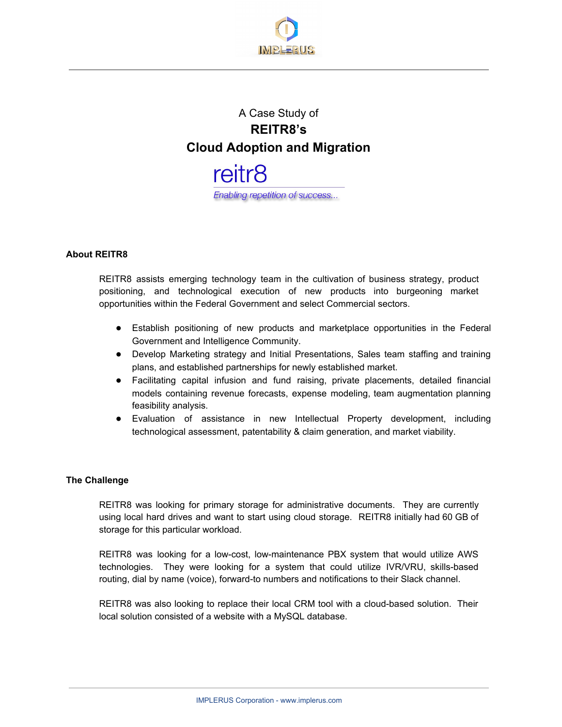A Case Study of

# REITR8's Cloud Adoption and Migration

reitr8

*Enabling repetition of success...*

## About REITR8

REITR8 assists emerging technology team in the cultivation of business strategy, product positioning, and technological execution of new products into burgeoning market opportunities within the Federal Government and select Commercial sectors.

- Establish positioning of new products and marketplace opportunities in the Federal Government and Intelligence Community.
- Develop Marketing strategy and Initial Presentations, Sales team staffing and training plans, and established partnerships for newly established market.
- Facilitating capital infusion and fund raising, private placements, detailed financial models containing revenue forecasts, expense modeling, team augmentation planning feasibility analysis.
- Evaluation of assistance in new Intellectual Property development, including technological assessment, patentability & claim generation, and market viability.

## The Challenge

REITR8 was looking for primary storage for administrative documents. They are currently using local hard drives and want to start using cloud storage. REITR8 initially had 60 GB of storage for this particular workload.

REITR8 was looking for a low-cost, low-maintenance PBX system that would utilize AWS technologies. They were looking for a system that could utilize IVR/VRU, skills-based routing, dial by name (voice), forward-to numbers and notifications to their Slack channel.

REITR8 was also looking to replace their local CRM tool with a cloud-based solution. Their local solution consisted of a website with a MySQL database.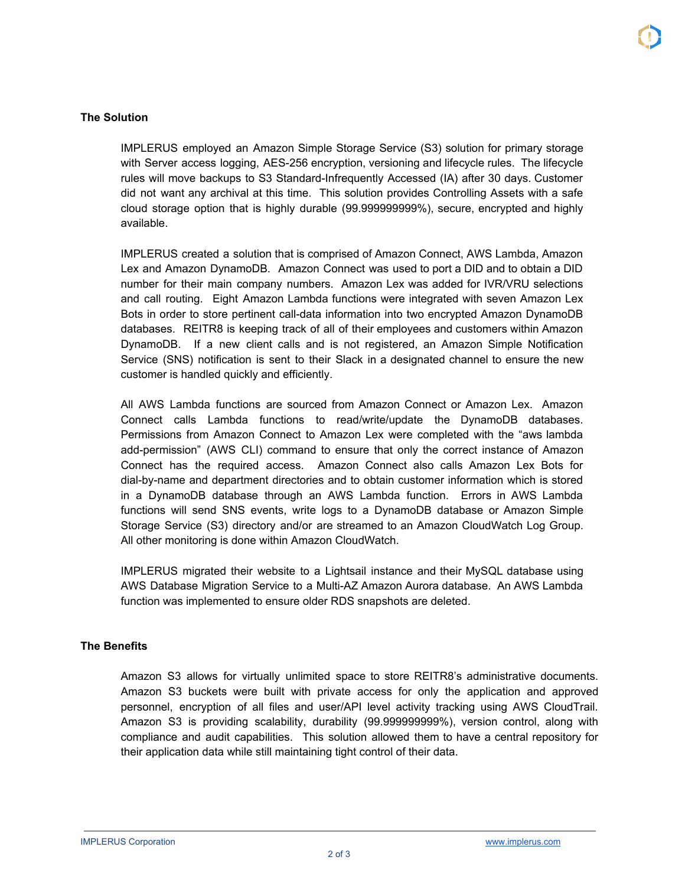## The Solution

IMPLERUS employed an Amazon Simple Storage Service (S3) solution for primary storage with Server access logging, AES-256 encryption, versioning and lifecycle rules. The lifecycle rules will move backups to S3 Standard-Infrequently Accessed (IA) after 30 days. Customer did not want any archival at this time. This solution provides Controlling Assets with a safe cloud storage option that is highly durable (99.999999999%), secure, encrypted and highly available.

IMPLERUS created a solution that is comprised of Amazon Connect, AWS Lambda, Amazon Lex and Amazon DynamoDB. Amazon Connect was used to port a DID and to obtain a DID number for their main company numbers. Amazon Lex was added for IVR/VRU selections and call routing. Eight Amazon Lambda functions were integrated with seven Amazon Lex Bots in order to store pertinent call-data information into two encrypted Amazon DynamoDB databases. REITR8 is keeping track of all of their employees and customers within Amazon DynamoDB. If a new client calls and is not registered, an Amazon Simple Notification Service (SNS) notification is sent to their Slack in a designated channel to ensure the new customer is handled quickly and efficiently.

All AWS Lambda functions are sourced from Amazon Connect or Amazon Lex. Amazon Connect calls Lambda functions to read/write/update the DynamoDB databases. Permissions from Amazon Connect to Amazon Lex were completed with the "aws lambda add-permission" (AWS CLI) command to ensure that only the correct instance of Amazon Connect has the required access. Amazon Connect also calls Amazon Lex Bots for dial-by-name and department directories and to obtain customer information which is stored in a DynamoDB database through an AWS Lambda function. Errors in AWS Lambda functions will send SNS events, write logs to a DynamoDB database or Amazon Simple Storage Service (S3) directory and/or are streamed to an Amazon CloudWatch Log Group. All other monitoring is done within Amazon CloudWatch.

IMPLERUS migrated their website to a Lightsail instance and their MySQL database using AWS Database Migration Service to a Multi-AZ Amazon Aurora database. An AWS Lambda function was implemented to ensure older RDS snapshots are deleted.

## The Benefits

Amazon S3 allows for virtually unlimited space to store REITR8's administrative documents. Amazon S3 buckets were built with private access for only the application and approved personnel, encryption of all files and user/API level activity tracking using AWS CloudTrail. Amazon S3 is providing scalability, durability (99.999999999%), version control, along with compliance and audit capabilities. This solution allowed them to have a central repository for their application data while still maintaining tight control of their data.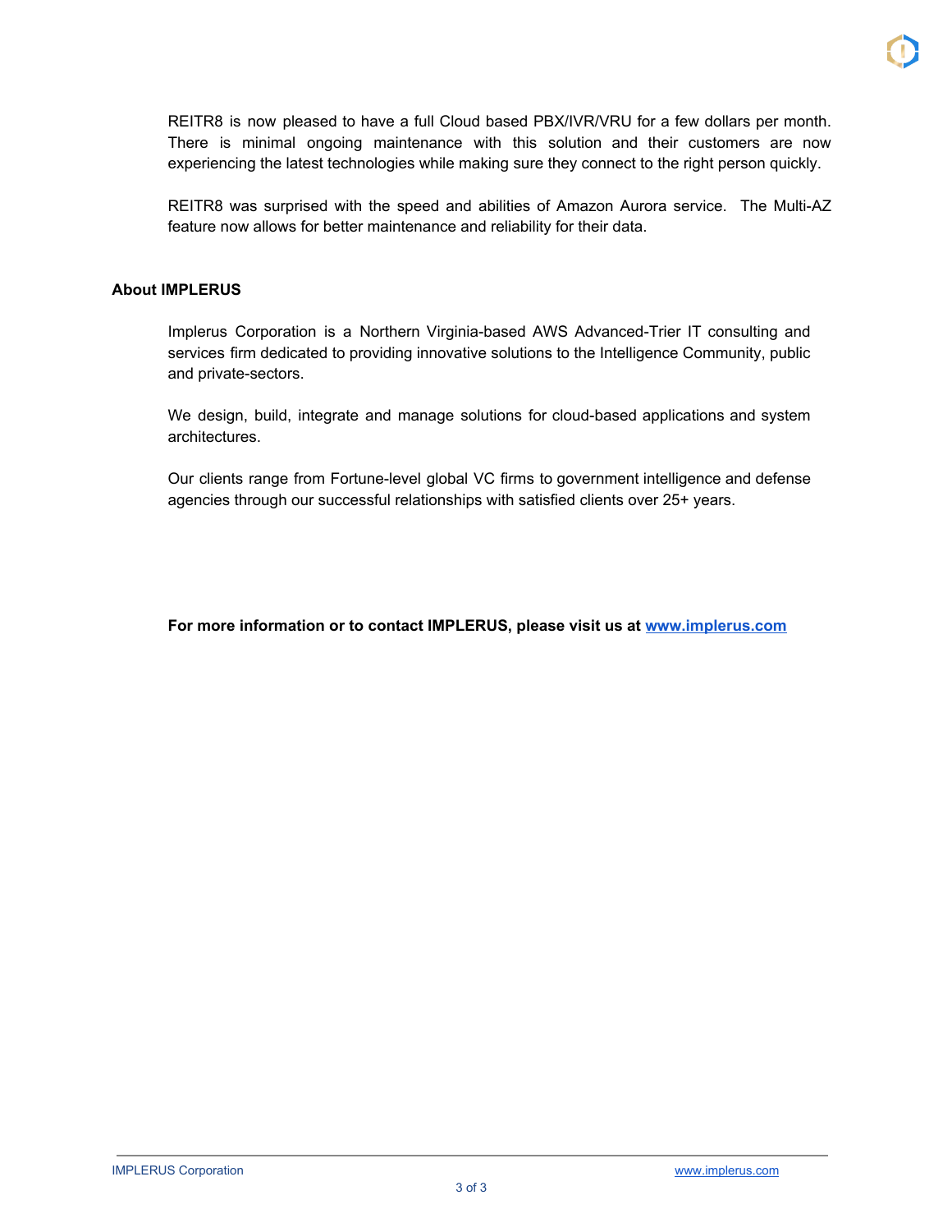REITR8 is now pleased to have a full Cloud based PBX/IVR/VRU for a few dollars per month. There is minimal ongoing maintenance with this solution and their customers are now experiencing the latest technologies while making sure they connect to the right person quickly.

REITR8 was surprised with the speed and abilities of Amazon Aurora service. The Multi-AZ feature now allows for better maintenance and reliability for their data.

**About IMPLERUS**

Implerus Corporation is a Northern Virginia-based AWS Advanced-Trier IT consulting and services firm dedicated to providing innovative solutions to the Intelligence Community, public and private-sectors.

We design, build, integrate and manage solutions for cloud-based applications and system architectures.

Our clients range from Fortune-level global VC firms to government intelligence and defense agencies through our successful relationships with satisfied clients over 25+ years.

**For more information or to contact IMPLERUS, please visit us at [www.implerus.com](http://www.implerus.com)**